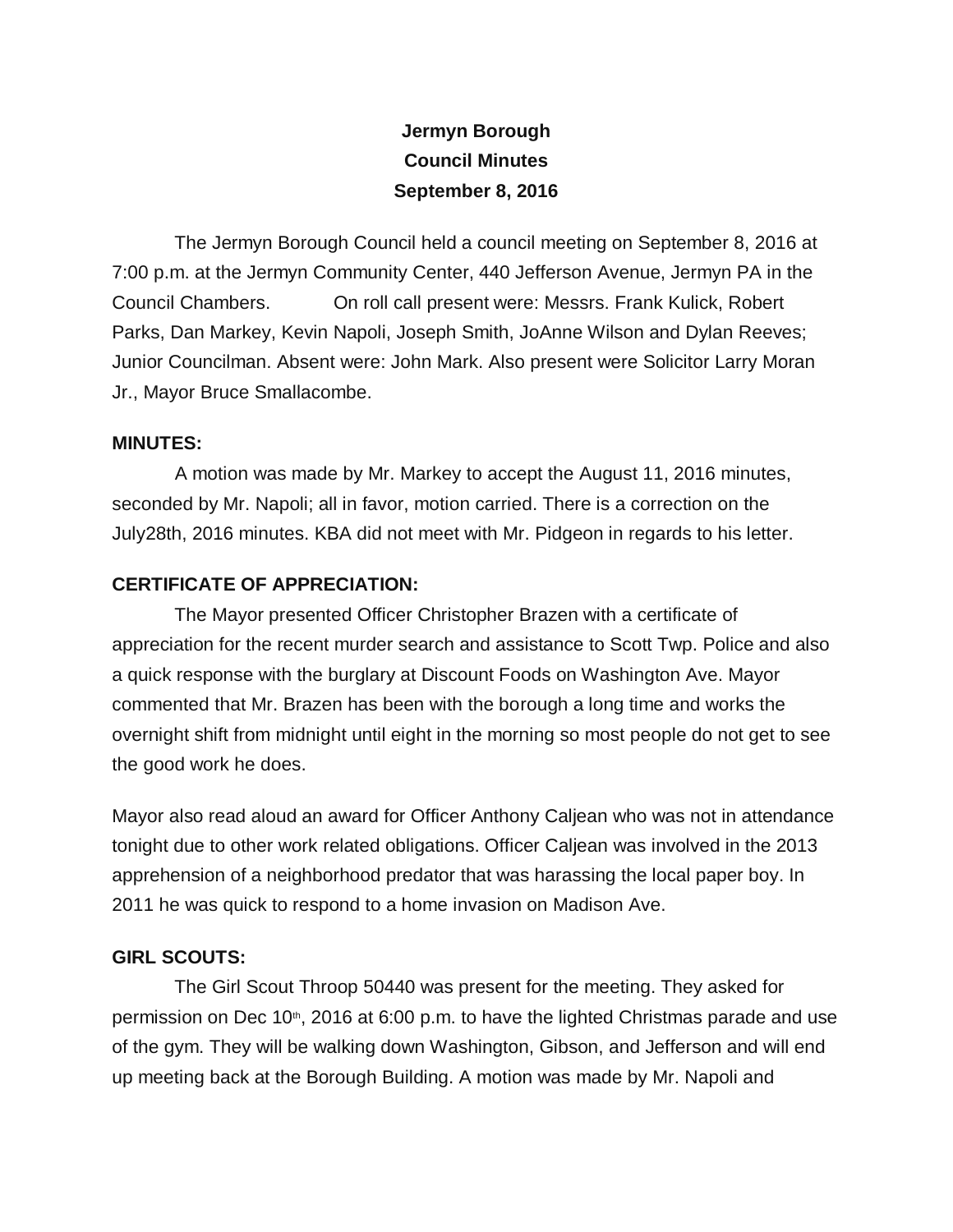**Jermyn Borough**
**Council Minutes**
**September 8, 2016**

The Jermyn Borough Council held a council meeting on September 8, 2016 at 7:00 p.m. at the Jermyn Community Center, 440 Jefferson Avenue, Jermyn PA in the Council Chambers. On roll call present were: Messrs. Frank Kulick, Robert Parks, Dan Markey, Kevin Napoli, Joseph Smith, JoAnne Wilson and Dylan Reeves; Junior Councilman. Absent were: John Mark. Also present were Solicitor Larry Moran Jr., Mayor Bruce Smallacombe.

**MINUTES:**

A motion was made by Mr. Markey to accept the August 11, 2016 minutes, seconded by Mr. Napoli; all in favor, motion carried. There is a correction on the July28th, 2016 minutes. KBA did not meet with Mr. Pidgeon in regards to his letter.

**CERTIFICATE OF APPRECIATION:**

The Mayor presented Officer Christopher Brazen with a certificate of appreciation for the recent murder search and assistance to Scott Twp. Police and also a quick response with the burglary at Discount Foods on Washington Ave. Mayor commented that Mr. Brazen has been with the borough a long time and works the overnight shift from midnight until eight in the morning so most people do not get to see the good work he does.

Mayor also read aloud an award for Officer Anthony Caljean who was not in attendance tonight due to other work related obligations. Officer Caljean was involved in the 2013 apprehension of a neighborhood predator that was harassing the local paper boy. In 2011 he was quick to respond to a home invasion on Madison Ave.

**GIRL SCOUTS:**

The Girl Scout Throop 50440 was present for the meeting. They asked for permission on Dec 10th, 2016 at 6:00 p.m. to have the lighted Christmas parade and use of the gym. They will be walking down Washington, Gibson, and Jefferson and will end up meeting back at the Borough Building. A motion was made by Mr. Napoli and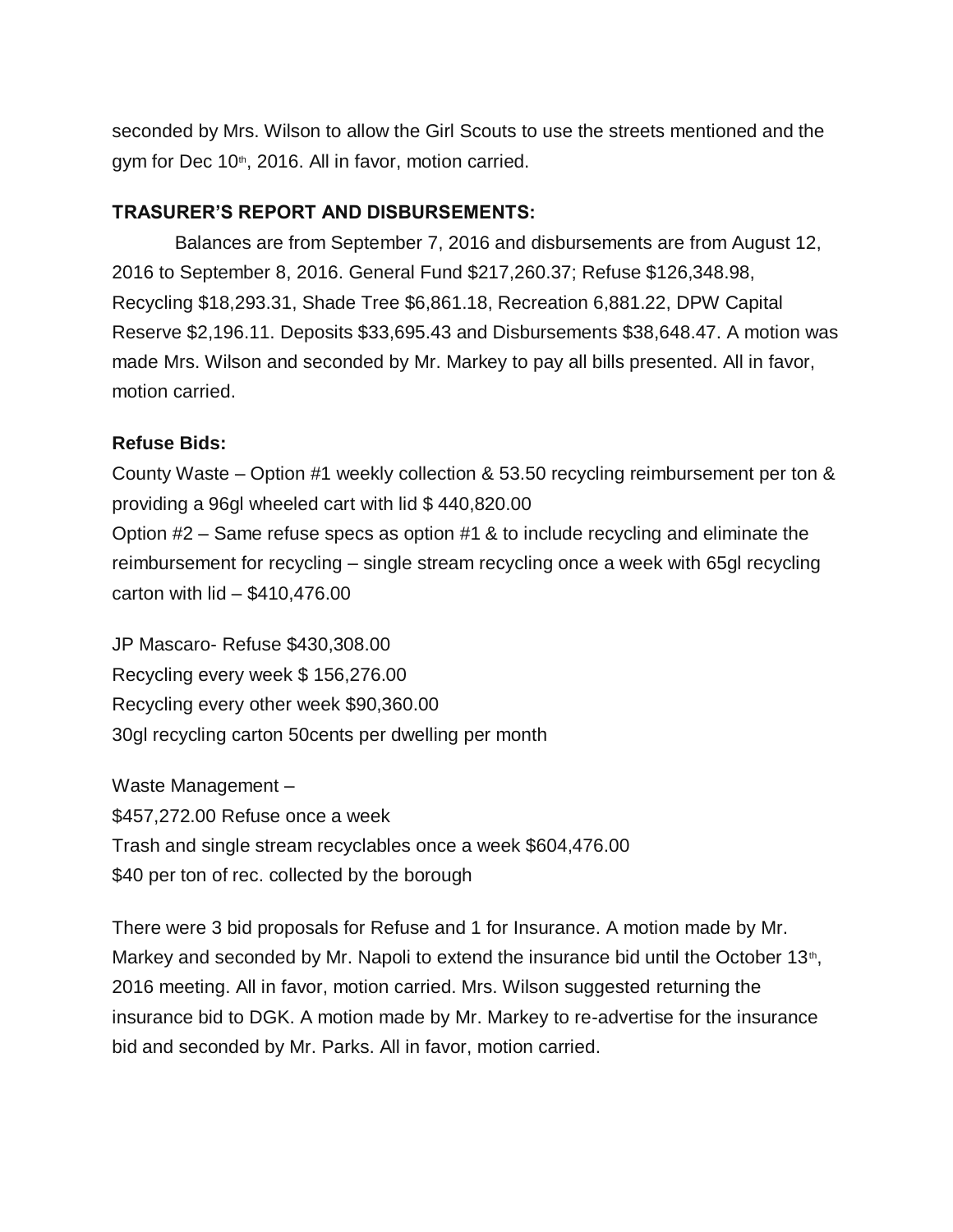seconded by Mrs. Wilson to allow the Girl Scouts to use the streets mentioned and the gym for Dec 10th, 2016. All in favor, motion carried.

**TRASURER'S REPORT AND DISBURSEMENTS:**

Balances are from September 7, 2016 and disbursements are from August 12, 2016 to September 8, 2016. General Fund $217,260.37; Refuse $126,348.98, Recycling $18,293.31, Shade Tree $6,861.18, Recreation 6,881.22, DPW Capital Reserve $2,196.11. Deposits $33,695.43 and Disbursements $38,648.47. A motion was made Mrs. Wilson and seconded by Mr. Markey to pay all bills presented. All in favor, motion carried.

**Refuse Bids:**

County Waste – Option #1 weekly collection & 53.50 recycling reimbursement per ton & providing a 96gl wheeled cart with lid $ 440,820.00
Option #2 – Same refuse specs as option #1 & to include recycling and eliminate the reimbursement for recycling – single stream recycling once a week with 65gl recycling carton with lid – $410,476.00

JP Mascaro- Refuse $430,308.00
Recycling every week $ 156,276.00
Recycling every other week $90,360.00
30gl recycling carton 50cents per dwelling per month

Waste Management –
$457,272.00 Refuse once a week
Trash and single stream recyclables once a week $604,476.00
$40 per ton of rec. collected by the borough

There were 3 bid proposals for Refuse and 1 for Insurance. A motion made by Mr. Markey and seconded by Mr. Napoli to extend the insurance bid until the October 13th, 2016 meeting. All in favor, motion carried. Mrs. Wilson suggested returning the insurance bid to DGK. A motion made by Mr. Markey to re-advertise for the insurance bid and seconded by Mr. Parks. All in favor, motion carried.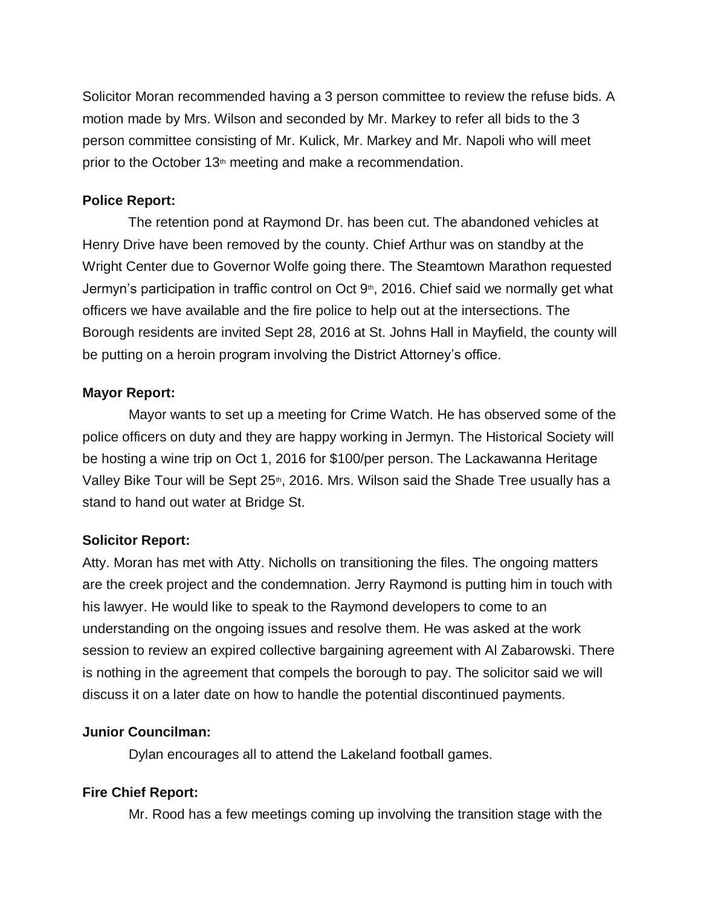Solicitor Moran recommended having a 3 person committee to review the refuse bids. A motion made by Mrs. Wilson and seconded by Mr. Markey to refer all bids to the 3 person committee consisting of Mr. Kulick, Mr. Markey and Mr. Napoli who will meet prior to the October 13th meeting and make a recommendation.

**Police Report:**

The retention pond at Raymond Dr. has been cut. The abandoned vehicles at Henry Drive have been removed by the county. Chief Arthur was on standby at the Wright Center due to Governor Wolfe going there. The Steamtown Marathon requested Jermyn's participation in traffic control on Oct 9th, 2016. Chief said we normally get what officers we have available and the fire police to help out at the intersections. The Borough residents are invited Sept 28, 2016 at St. Johns Hall in Mayfield, the county will be putting on a heroin program involving the District Attorney's office.

**Mayor Report:**

Mayor wants to set up a meeting for Crime Watch. He has observed some of the police officers on duty and they are happy working in Jermyn. The Historical Society will be hosting a wine trip on Oct 1, 2016 for $100/per person. The Lackawanna Heritage Valley Bike Tour will be Sept 25th, 2016. Mrs. Wilson said the Shade Tree usually has a stand to hand out water at Bridge St.

**Solicitor Report:**

Atty. Moran has met with Atty. Nicholls on transitioning the files. The ongoing matters are the creek project and the condemnation. Jerry Raymond is putting him in touch with his lawyer. He would like to speak to the Raymond developers to come to an understanding on the ongoing issues and resolve them. He was asked at the work session to review an expired collective bargaining agreement with Al Zabarowski. There is nothing in the agreement that compels the borough to pay. The solicitor said we will discuss it on a later date on how to handle the potential discontinued payments.

**Junior Councilman:**

Dylan encourages all to attend the Lakeland football games.

**Fire Chief Report:**

Mr. Rood has a few meetings coming up involving the transition stage with the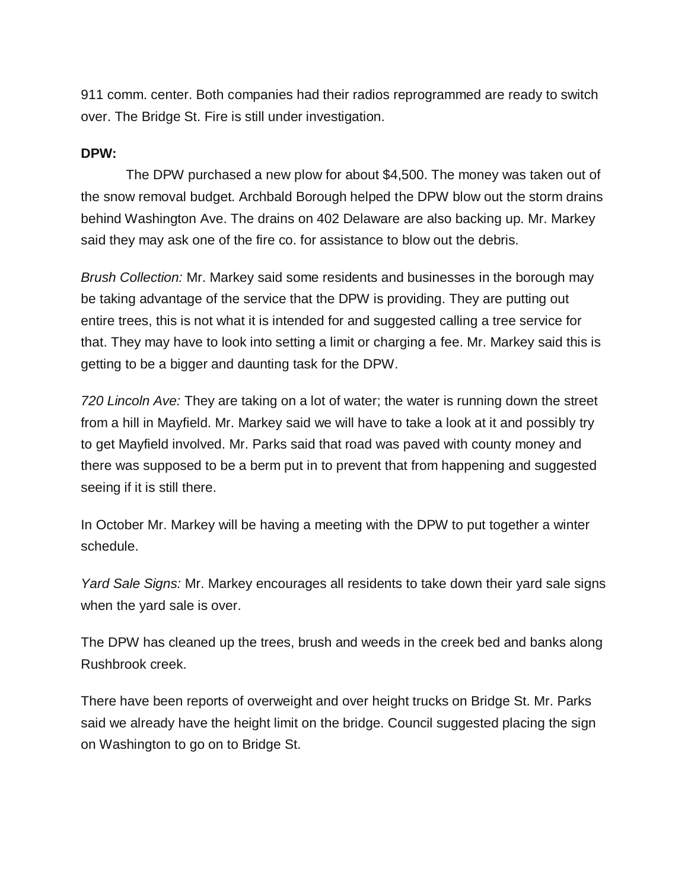911 comm. center. Both companies had their radios reprogrammed are ready to switch over. The Bridge St. Fire is still under investigation.

**DPW:**

The DPW purchased a new plow for about $4,500. The money was taken out of the snow removal budget. Archbald Borough helped the DPW blow out the storm drains behind Washington Ave. The drains on 402 Delaware are also backing up. Mr. Markey said they may ask one of the fire co. for assistance to blow out the debris.

*Brush Collection:* Mr. Markey said some residents and businesses in the borough may be taking advantage of the service that the DPW is providing. They are putting out entire trees, this is not what it is intended for and suggested calling a tree service for that. They may have to look into setting a limit or charging a fee. Mr. Markey said this is getting to be a bigger and daunting task for the DPW.

*720 Lincoln Ave:* They are taking on a lot of water; the water is running down the street from a hill in Mayfield. Mr. Markey said we will have to take a look at it and possibly try to get Mayfield involved. Mr. Parks said that road was paved with county money and there was supposed to be a berm put in to prevent that from happening and suggested seeing if it is still there.

In October Mr. Markey will be having a meeting with the DPW to put together a winter schedule.

*Yard Sale Signs:* Mr. Markey encourages all residents to take down their yard sale signs when the yard sale is over.

The DPW has cleaned up the trees, brush and weeds in the creek bed and banks along Rushbrook creek.

There have been reports of overweight and over height trucks on Bridge St. Mr. Parks said we already have the height limit on the bridge. Council suggested placing the sign on Washington to go on to Bridge St.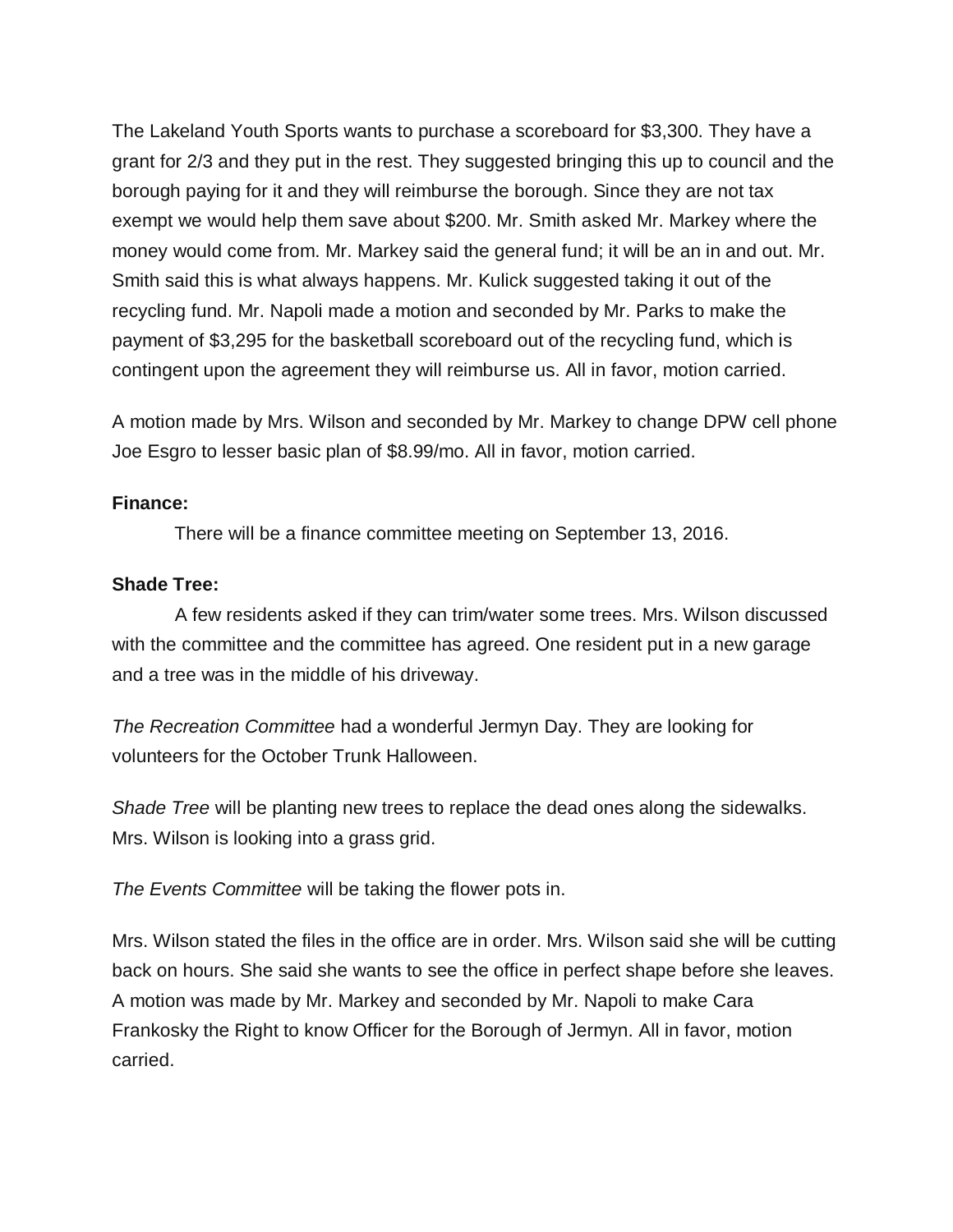The Lakeland Youth Sports wants to purchase a scoreboard for $3,300. They have a grant for 2/3 and they put in the rest. They suggested bringing this up to council and the borough paying for it and they will reimburse the borough. Since they are not tax exempt we would help them save about $200. Mr. Smith asked Mr. Markey where the money would come from. Mr. Markey said the general fund; it will be an in and out. Mr. Smith said this is what always happens. Mr. Kulick suggested taking it out of the recycling fund. Mr. Napoli made a motion and seconded by Mr. Parks to make the payment of $3,295 for the basketball scoreboard out of the recycling fund, which is contingent upon the agreement they will reimburse us. All in favor, motion carried.

A motion made by Mrs. Wilson and seconded by Mr. Markey to change DPW cell phone Joe Esgro to lesser basic plan of $8.99/mo. All in favor, motion carried.

**Finance:**

There will be a finance committee meeting on September 13, 2016.

**Shade Tree:**

A few residents asked if they can trim/water some trees. Mrs. Wilson discussed with the committee and the committee has agreed. One resident put in a new garage and a tree was in the middle of his driveway.

*The Recreation Committee* had a wonderful Jermyn Day. They are looking for volunteers for the October Trunk Halloween.

*Shade Tree* will be planting new trees to replace the dead ones along the sidewalks. Mrs. Wilson is looking into a grass grid.

*The Events Committee* will be taking the flower pots in.

Mrs. Wilson stated the files in the office are in order. Mrs. Wilson said she will be cutting back on hours. She said she wants to see the office in perfect shape before she leaves. A motion was made by Mr. Markey and seconded by Mr. Napoli to make Cara Frankosky the Right to know Officer for the Borough of Jermyn. All in favor, motion carried.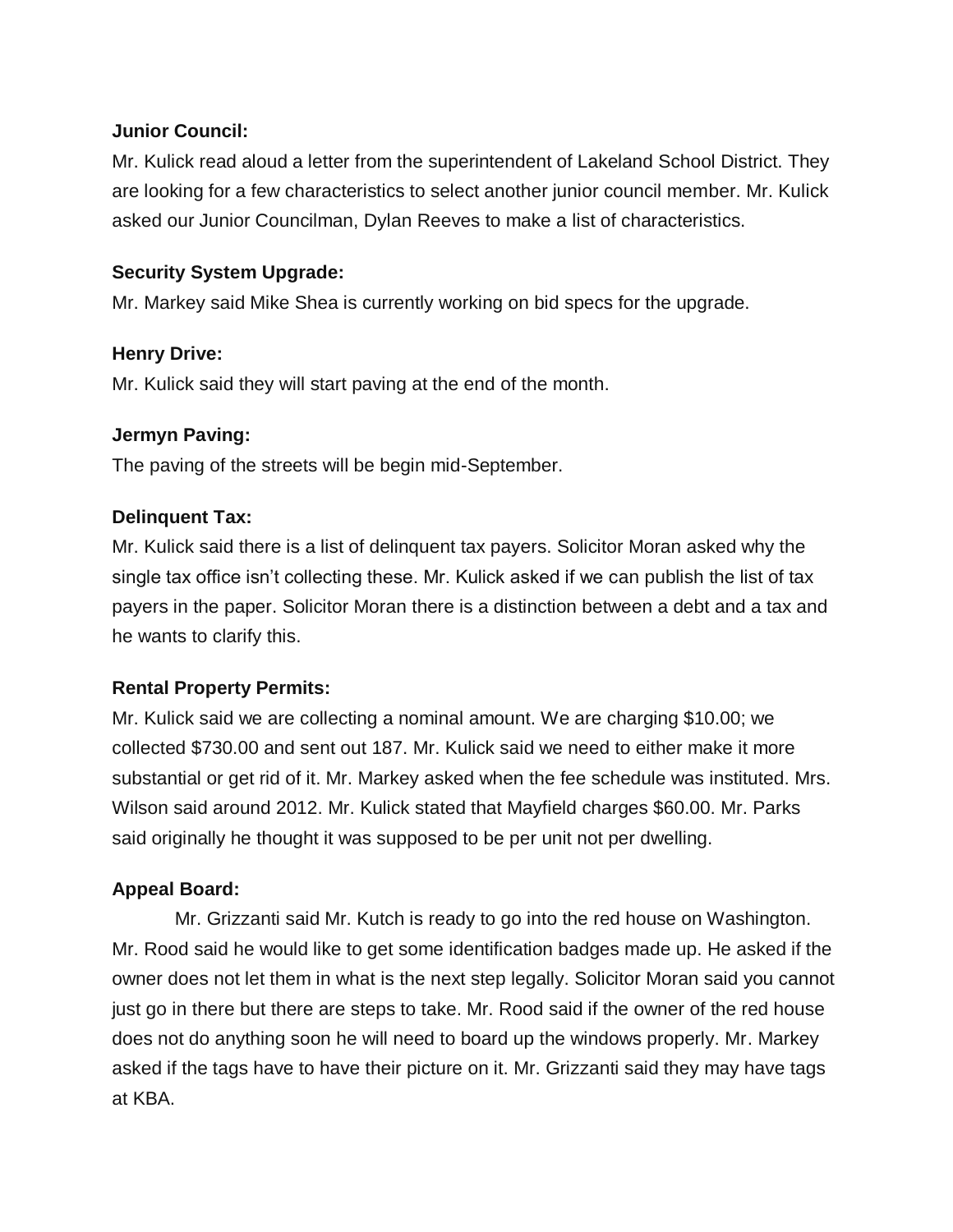**Junior Council:**

Mr. Kulick read aloud a letter from the superintendent of Lakeland School District. They are looking for a few characteristics to select another junior council member. Mr. Kulick asked our Junior Councilman, Dylan Reeves to make a list of characteristics.

**Security System Upgrade:**

Mr. Markey said Mike Shea is currently working on bid specs for the upgrade.

**Henry Drive:**

Mr. Kulick said they will start paving at the end of the month.

**Jermyn Paving:**

The paving of the streets will be begin mid-September.

**Delinquent Tax:**

Mr. Kulick said there is a list of delinquent tax payers. Solicitor Moran asked why the single tax office isn't collecting these. Mr. Kulick asked if we can publish the list of tax payers in the paper. Solicitor Moran there is a distinction between a debt and a tax and he wants to clarify this.

**Rental Property Permits:**

Mr. Kulick said we are collecting a nominal amount. We are charging $10.00; we collected $730.00 and sent out 187. Mr. Kulick said we need to either make it more substantial or get rid of it. Mr. Markey asked when the fee schedule was instituted. Mrs. Wilson said around 2012. Mr. Kulick stated that Mayfield charges $60.00. Mr. Parks said originally he thought it was supposed to be per unit not per dwelling.

**Appeal Board:**

Mr. Grizzanti said Mr. Kutch is ready to go into the red house on Washington. Mr. Rood said he would like to get some identification badges made up. He asked if the owner does not let them in what is the next step legally. Solicitor Moran said you cannot just go in there but there are steps to take. Mr. Rood said if the owner of the red house does not do anything soon he will need to board up the windows properly. Mr. Markey asked if the tags have to have their picture on it. Mr. Grizzanti said they may have tags at KBA.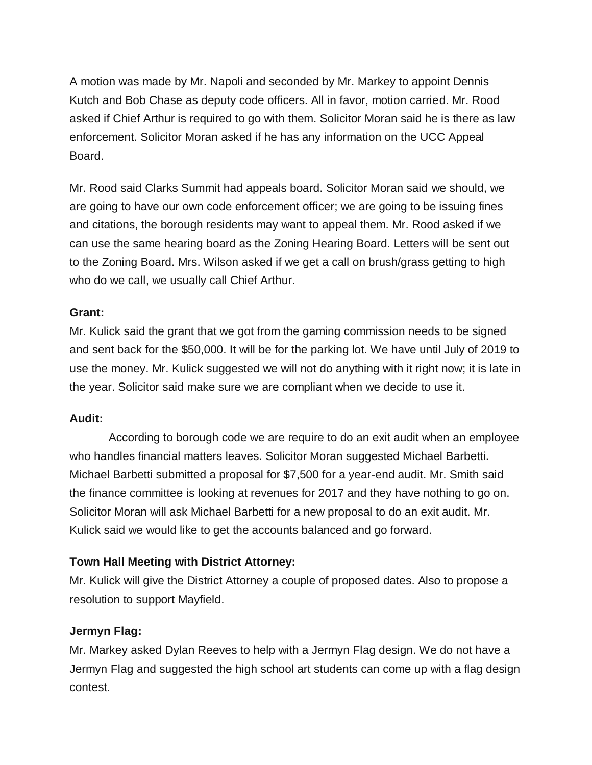A motion was made by Mr. Napoli and seconded by Mr. Markey to appoint Dennis Kutch and Bob Chase as deputy code officers. All in favor, motion carried. Mr. Rood asked if Chief Arthur is required to go with them. Solicitor Moran said he is there as law enforcement. Solicitor Moran asked if he has any information on the UCC Appeal Board.

Mr. Rood said Clarks Summit had appeals board. Solicitor Moran said we should, we are going to have our own code enforcement officer; we are going to be issuing fines and citations, the borough residents may want to appeal them. Mr. Rood asked if we can use the same hearing board as the Zoning Hearing Board. Letters will be sent out to the Zoning Board. Mrs. Wilson asked if we get a call on brush/grass getting to high who do we call, we usually call Chief Arthur.

**Grant:**
Mr. Kulick said the grant that we got from the gaming commission needs to be signed and sent back for the $50,000. It will be for the parking lot. We have until July of 2019 to use the money. Mr. Kulick suggested we will not do anything with it right now; it is late in the year. Solicitor said make sure we are compliant when we decide to use it.

**Audit:**
According to borough code we are require to do an exit audit when an employee who handles financial matters leaves. Solicitor Moran suggested Michael Barbetti. Michael Barbetti submitted a proposal for $7,500 for a year-end audit. Mr. Smith said the finance committee is looking at revenues for 2017 and they have nothing to go on. Solicitor Moran will ask Michael Barbetti for a new proposal to do an exit audit. Mr. Kulick said we would like to get the accounts balanced and go forward.

**Town Hall Meeting with District Attorney:**
Mr. Kulick will give the District Attorney a couple of proposed dates. Also to propose a resolution to support Mayfield.

**Jermyn Flag:**
Mr. Markey asked Dylan Reeves to help with a Jermyn Flag design. We do not have a Jermyn Flag and suggested the high school art students can come up with a flag design contest.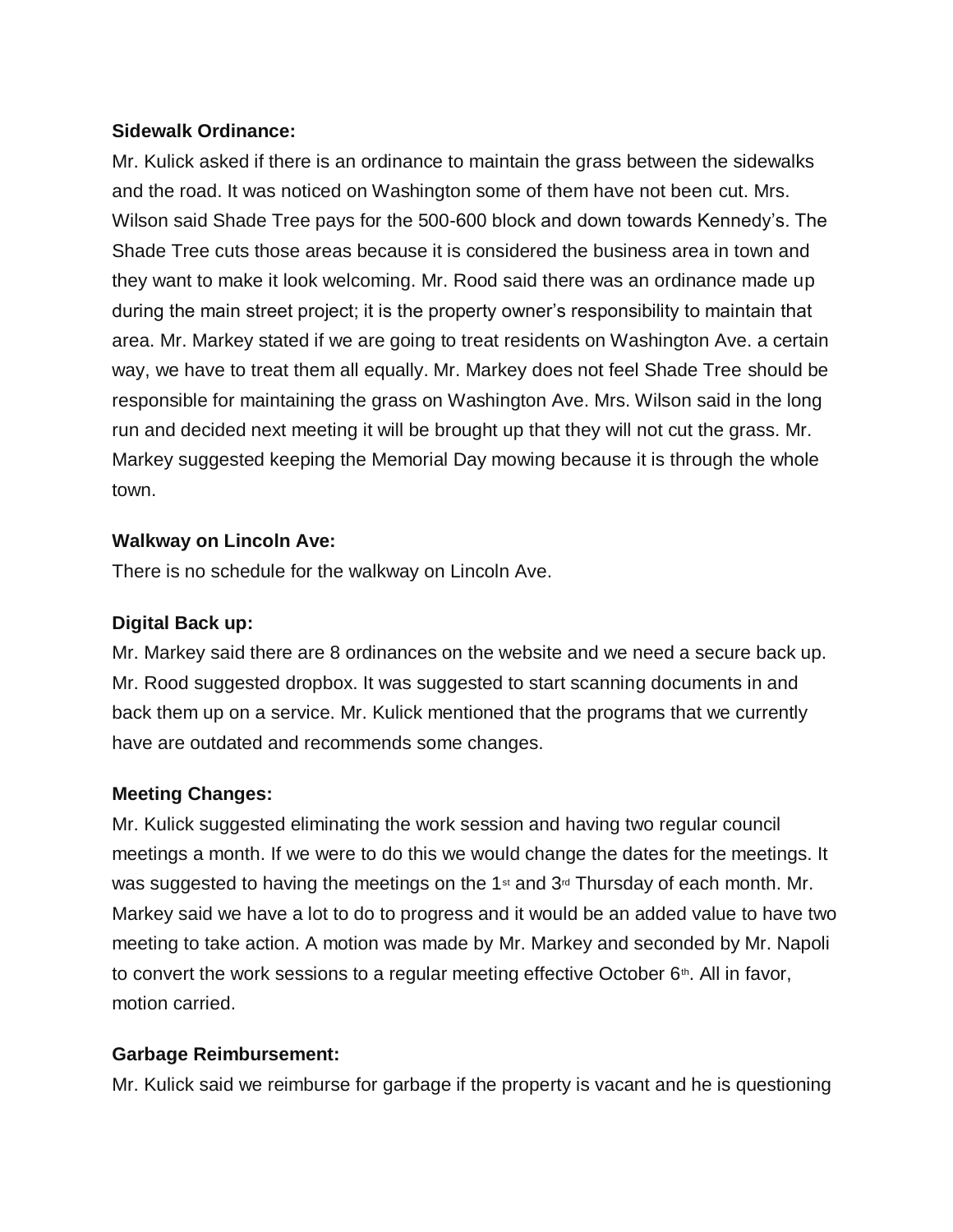**Sidewalk Ordinance:**

Mr. Kulick asked if there is an ordinance to maintain the grass between the sidewalks and the road. It was noticed on Washington some of them have not been cut. Mrs. Wilson said Shade Tree pays for the 500-600 block and down towards Kennedy's. The Shade Tree cuts those areas because it is considered the business area in town and they want to make it look welcoming. Mr. Rood said there was an ordinance made up during the main street project; it is the property owner's responsibility to maintain that area. Mr. Markey stated if we are going to treat residents on Washington Ave. a certain way, we have to treat them all equally. Mr. Markey does not feel Shade Tree should be responsible for maintaining the grass on Washington Ave. Mrs. Wilson said in the long run and decided next meeting it will be brought up that they will not cut the grass. Mr. Markey suggested keeping the Memorial Day mowing because it is through the whole town.

**Walkway on Lincoln Ave:**

There is no schedule for the walkway on Lincoln Ave.

**Digital Back up:**

Mr. Markey said there are 8 ordinances on the website and we need a secure back up. Mr. Rood suggested dropbox. It was suggested to start scanning documents in and back them up on a service. Mr. Kulick mentioned that the programs that we currently have are outdated and recommends some changes.

**Meeting Changes:**

Mr. Kulick suggested eliminating the work session and having two regular council meetings a month. If we were to do this we would change the dates for the meetings. It was suggested to having the meetings on the 1st and 3rd Thursday of each month. Mr. Markey said we have a lot to do to progress and it would be an added value to have two meeting to take action. A motion was made by Mr. Markey and seconded by Mr. Napoli to convert the work sessions to a regular meeting effective October 6th. All in favor, motion carried.

**Garbage Reimbursement:**

Mr. Kulick said we reimburse for garbage if the property is vacant and he is questioning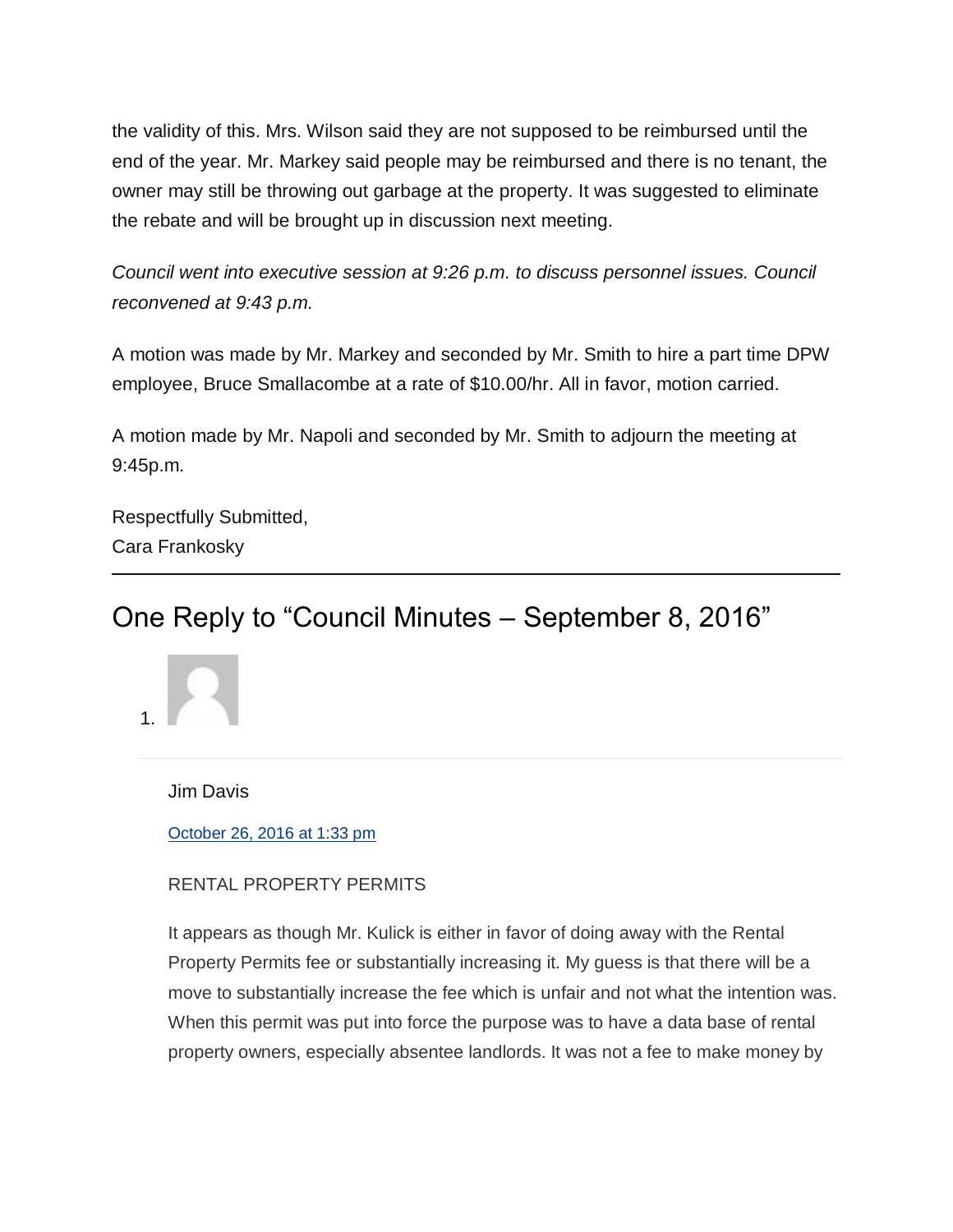the validity of this. Mrs. Wilson said they are not supposed to be reimbursed until the end of the year. Mr. Markey said people may be reimbursed and there is no tenant, the owner may still be throwing out garbage at the property. It was suggested to eliminate the rebate and will be brought up in discussion next meeting.

*Council went into executive session at 9:26 p.m. to discuss personnel issues. Council reconvened at 9:43 p.m.*

A motion was made by Mr. Markey and seconded by Mr. Smith to hire a part time DPW employee, Bruce Smallacombe at a rate of $10.00/hr. All in favor, motion carried.

A motion made by Mr. Napoli and seconded by Mr. Smith to adjourn the meeting at 9:45p.m.

Respectfully Submitted,
Cara Frankosky

---

## One Reply to "Council Minutes – September 8, 2016"

1. Jim Davis

   October 26, 2016 at 1:33 pm

   RENTAL PROPERTY PERMITS

   It appears as though Mr. Kulick is either in favor of doing away with the Rental Property Permits fee or substantially increasing it. My guess is that there will be a move to substantially increase the fee which is unfair and not what the intention was. When this permit was put into force the purpose was to have a data base of rental property owners, especially absentee landlords. It was not a fee to make money by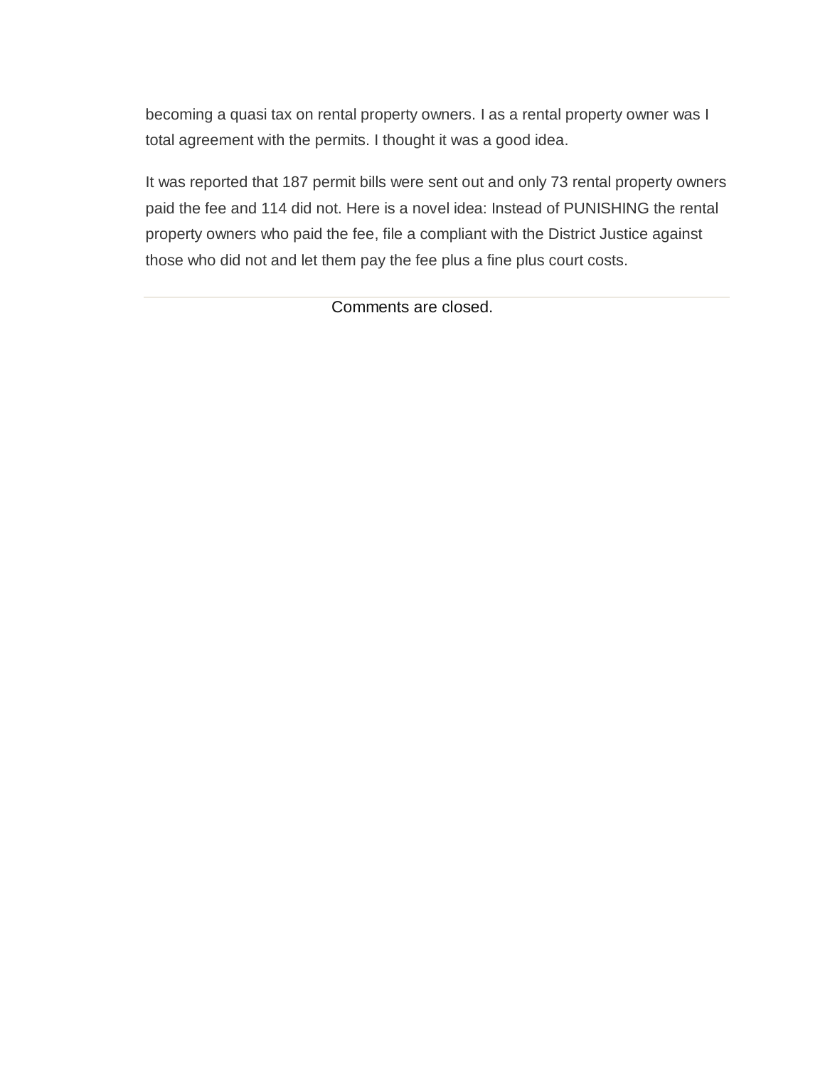becoming a quasi tax on rental property owners. I as a rental property owner was I total agreement with the permits. I thought it was a good idea.

It was reported that 187 permit bills were sent out and only 73 rental property owners paid the fee and 114 did not. Here is a novel idea: Instead of PUNISHING the rental property owners who paid the fee, file a compliant with the District Justice against those who did not and let them pay the fee plus a fine plus court costs.

---

Comments are closed.